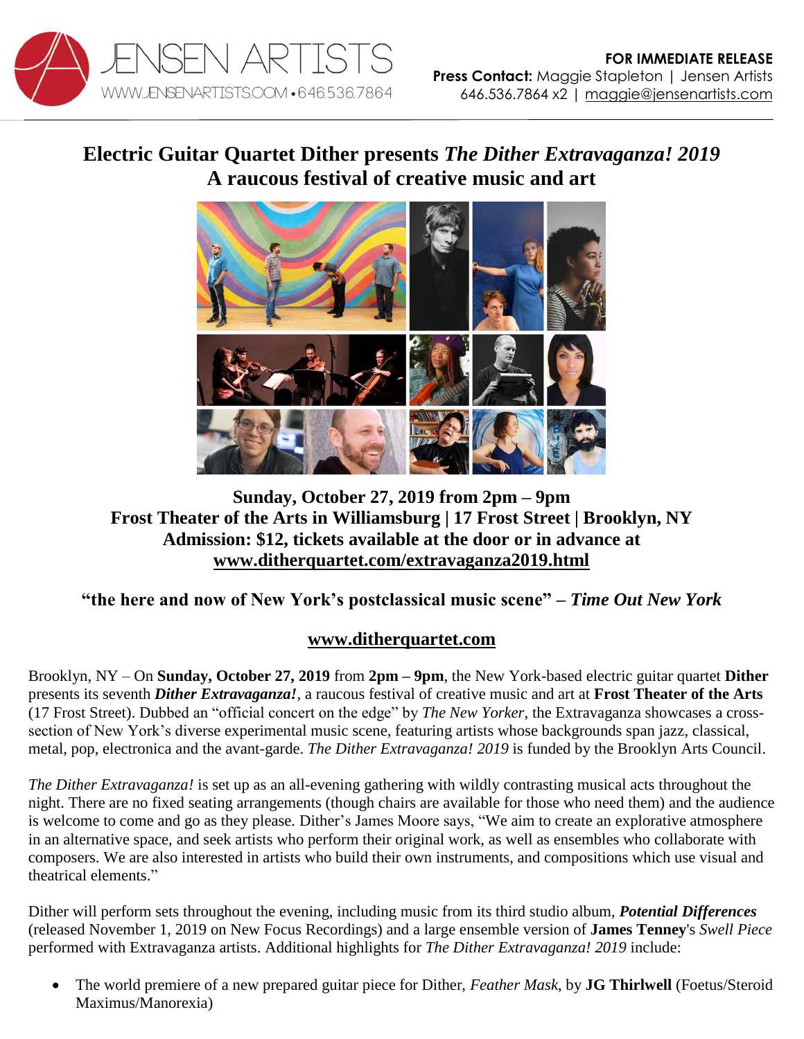JENSEN ARTISTS
WWW.JENSENARTISTS.COM • 646.536.7864

**FOR IMMEDIATE RELEASE**
**Press Contact:** Maggie Stapleton | Jensen Artists
646.536.7864 x2 | maggie@jensenartists.com

# Electric Guitar Quartet Dither presents *The Dither Extravaganza! 2019*
# A raucous festival of creative music and art

**Sunday, October 27, 2019 from 2pm – 9pm**
**Frost Theater of the Arts in Williamsburg | 17 Frost Street | Brooklyn, NY**
**Admission: $12, tickets available at the door or in advance at**
**www.ditherquartet.com/extravaganza2019.html**

**"the here and now of New York's postclassical music scene" – *Time Out New York***

**www.ditherquartet.com**

Brooklyn, NY – On **Sunday, October 27, 2019** from **2pm – 9pm**, the New York-based electric guitar quartet **Dither** presents its seventh ***Dither Extravaganza!***, a raucous festival of creative music and art at **Frost Theater of the Arts** (17 Frost Street). Dubbed an "official concert on the edge" by *The New Yorker*, the Extravaganza showcases a cross-section of New York's diverse experimental music scene, featuring artists whose backgrounds span jazz, classical, metal, pop, electronica and the avant-garde. *The Dither Extravaganza! 2019* is funded by the Brooklyn Arts Council.

*The Dither Extravaganza!* is set up as an all-evening gathering with wildly contrasting musical acts throughout the night. There are no fixed seating arrangements (though chairs are available for those who need them) and the audience is welcome to come and go as they please. Dither's James Moore says, "We aim to create an explorative atmosphere in an alternative space, and seek artists who perform their original work, as well as ensembles who collaborate with composers. We are also interested in artists who build their own instruments, and compositions which use visual and theatrical elements."

Dither will perform sets throughout the evening, including music from its third studio album, ***Potential Differences*** (released November 1, 2019 on New Focus Recordings) and a large ensemble version of **James Tenney**'s *Swell Piece* performed with Extravaganza artists. Additional highlights for *The Dither Extravaganza! 2019* include:

- The world premiere of a new prepared guitar piece for Dither, *Feather Mask*, by **JG Thirlwell** (Foetus/Steroid Maximus/Manorexia)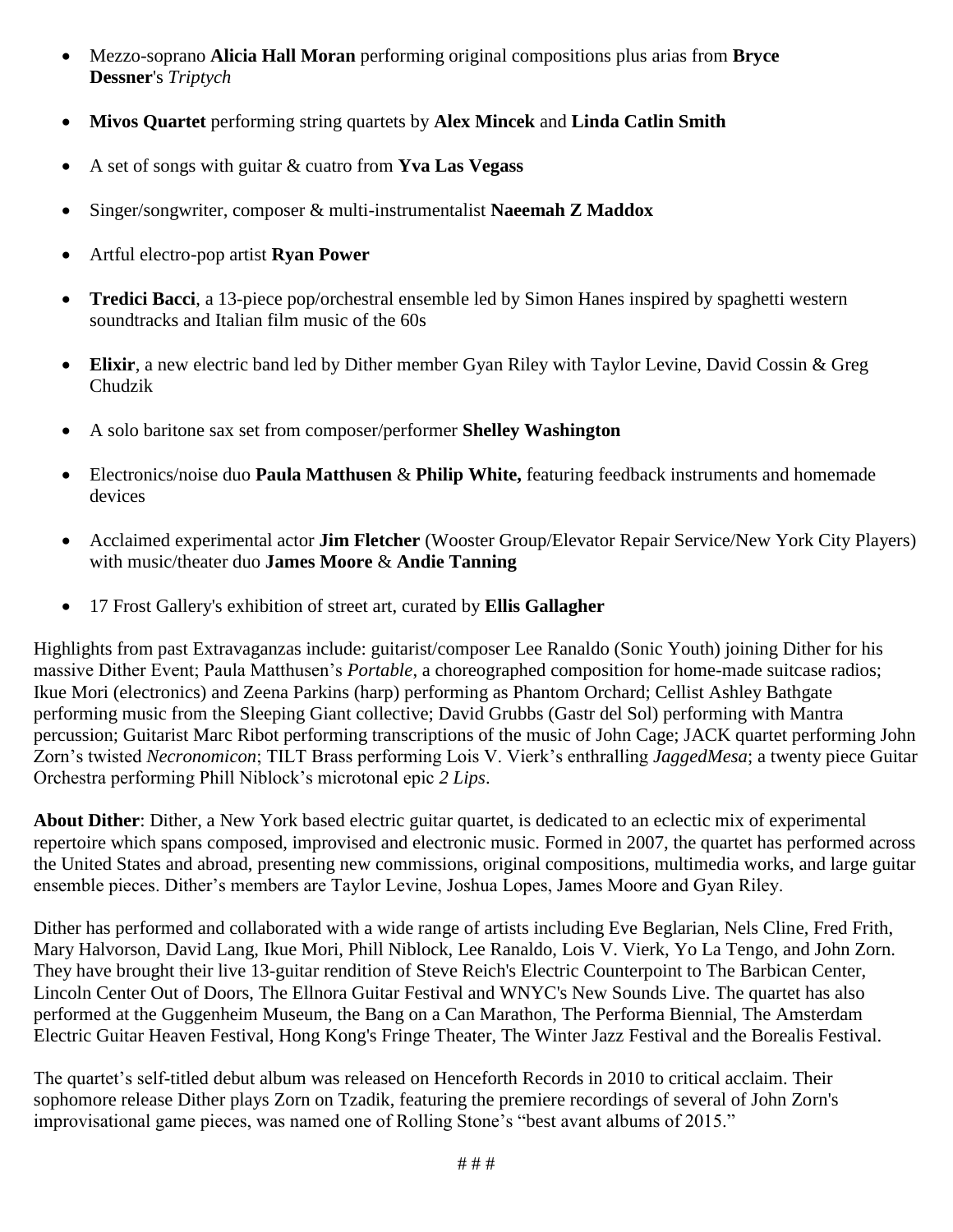- Mezzo-soprano **Alicia Hall Moran** performing original compositions plus arias from **Bryce Dessner**'s *Triptych*
- **Mivos Quartet** performing string quartets by **Alex Mincek** and **Linda Catlin Smith**
- A set of songs with guitar & cuatro from **Yva Las Vegass**
- Singer/songwriter, composer & multi-instrumentalist **Naeemah Z Maddox**
- Artful electro-pop artist **Ryan Power**
- **Tredici Bacci**, a 13-piece pop/orchestral ensemble led by Simon Hanes inspired by spaghetti western soundtracks and Italian film music of the 60s
- **Elixir**, a new electric band led by Dither member Gyan Riley with Taylor Levine, David Cossin & Greg Chudzik
- A solo baritone sax set from composer/performer **Shelley Washington**
- Electronics/noise duo **Paula Matthusen** & **Philip White,** featuring feedback instruments and homemade devices
- Acclaimed experimental actor **Jim Fletcher** (Wooster Group/Elevator Repair Service/New York City Players) with music/theater duo **James Moore** & **Andie Tanning**
- 17 Frost Gallery's exhibition of street art, curated by **Ellis Gallagher**

Highlights from past Extravaganzas include: guitarist/composer Lee Ranaldo (Sonic Youth) joining Dither for his massive Dither Event; Paula Matthusen's *Portable*, a choreographed composition for home-made suitcase radios; Ikue Mori (electronics) and Zeena Parkins (harp) performing as Phantom Orchard; Cellist Ashley Bathgate performing music from the Sleeping Giant collective; David Grubbs (Gastr del Sol) performing with Mantra percussion; Guitarist Marc Ribot performing transcriptions of the music of John Cage; JACK quartet performing John Zorn's twisted *Necronomicon*; TILT Brass performing Lois V. Vierk's enthralling *JaggedMesa*; a twenty piece Guitar Orchestra performing Phill Niblock's microtonal epic *2 Lips*.

**About Dither**: Dither, a New York based electric guitar quartet, is dedicated to an eclectic mix of experimental repertoire which spans composed, improvised and electronic music. Formed in 2007, the quartet has performed across the United States and abroad, presenting new commissions, original compositions, multimedia works, and large guitar ensemble pieces. Dither's members are Taylor Levine, Joshua Lopes, James Moore and Gyan Riley.

Dither has performed and collaborated with a wide range of artists including Eve Beglarian, Nels Cline, Fred Frith, Mary Halvorson, David Lang, Ikue Mori, Phill Niblock, Lee Ranaldo, Lois V. Vierk, Yo La Tengo, and John Zorn. They have brought their live 13-guitar rendition of Steve Reich's Electric Counterpoint to The Barbican Center, Lincoln Center Out of Doors, The Ellnora Guitar Festival and WNYC's New Sounds Live. The quartet has also performed at the Guggenheim Museum, the Bang on a Can Marathon, The Performa Biennial, The Amsterdam Electric Guitar Heaven Festival, Hong Kong's Fringe Theater, The Winter Jazz Festival and the Borealis Festival.

The quartet's self-titled debut album was released on Henceforth Records in 2010 to critical acclaim. Their sophomore release Dither plays Zorn on Tzadik, featuring the premiere recordings of several of John Zorn's improvisational game pieces, was named one of Rolling Stone's "best avant albums of 2015."

# # #